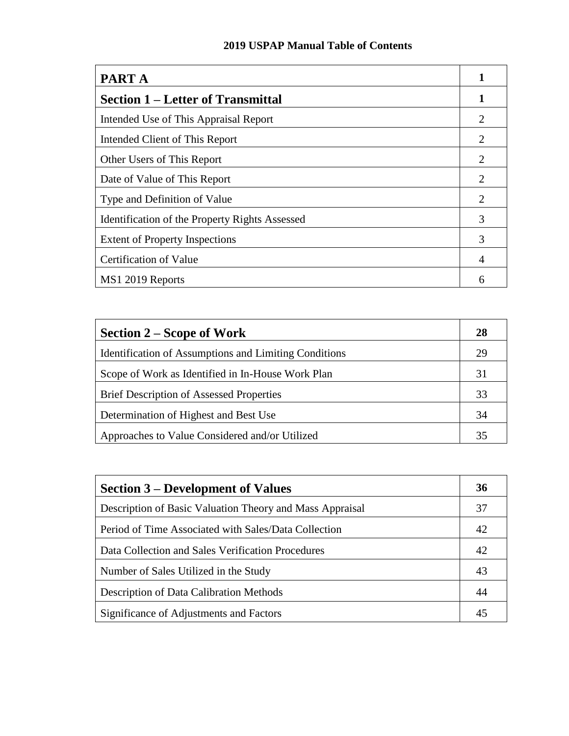**2019 USPAP Manual Table of Contents**

| **PART A** | **1** |
|---|---|
| **Section 1 – Letter of Transmittal** | **1** |
| Intended Use of This Appraisal Report | 2 |
| Intended Client of This Report | 2 |
| Other Users of This Report | 2 |
| Date of Value of This Report | 2 |
| Type and Definition of Value | 2 |
| Identification of the Property Rights Assessed | 3 |
| Extent of Property Inspections | 3 |
| Certification of Value | 4 |
| MS1 2019 Reports | 6 |

| **Section 2 – Scope of Work** | **28** |
|---|---|
| Identification of Assumptions and Limiting Conditions | 29 |
| Scope of Work as Identified in In-House Work Plan | 31 |
| Brief Description of Assessed Properties | 33 |
| Determination of Highest and Best Use | 34 |
| Approaches to Value Considered and/or Utilized | 35 |

| **Section 3 – Development of Values** | **36** |
|---|---|
| Description of Basic Valuation Theory and Mass Appraisal | 37 |
| Period of Time Associated with Sales/Data Collection | 42 |
| Data Collection and Sales Verification Procedures | 42 |
| Number of Sales Utilized in the Study | 43 |
| Description of Data Calibration Methods | 44 |
| Significance of Adjustments and Factors | 45 |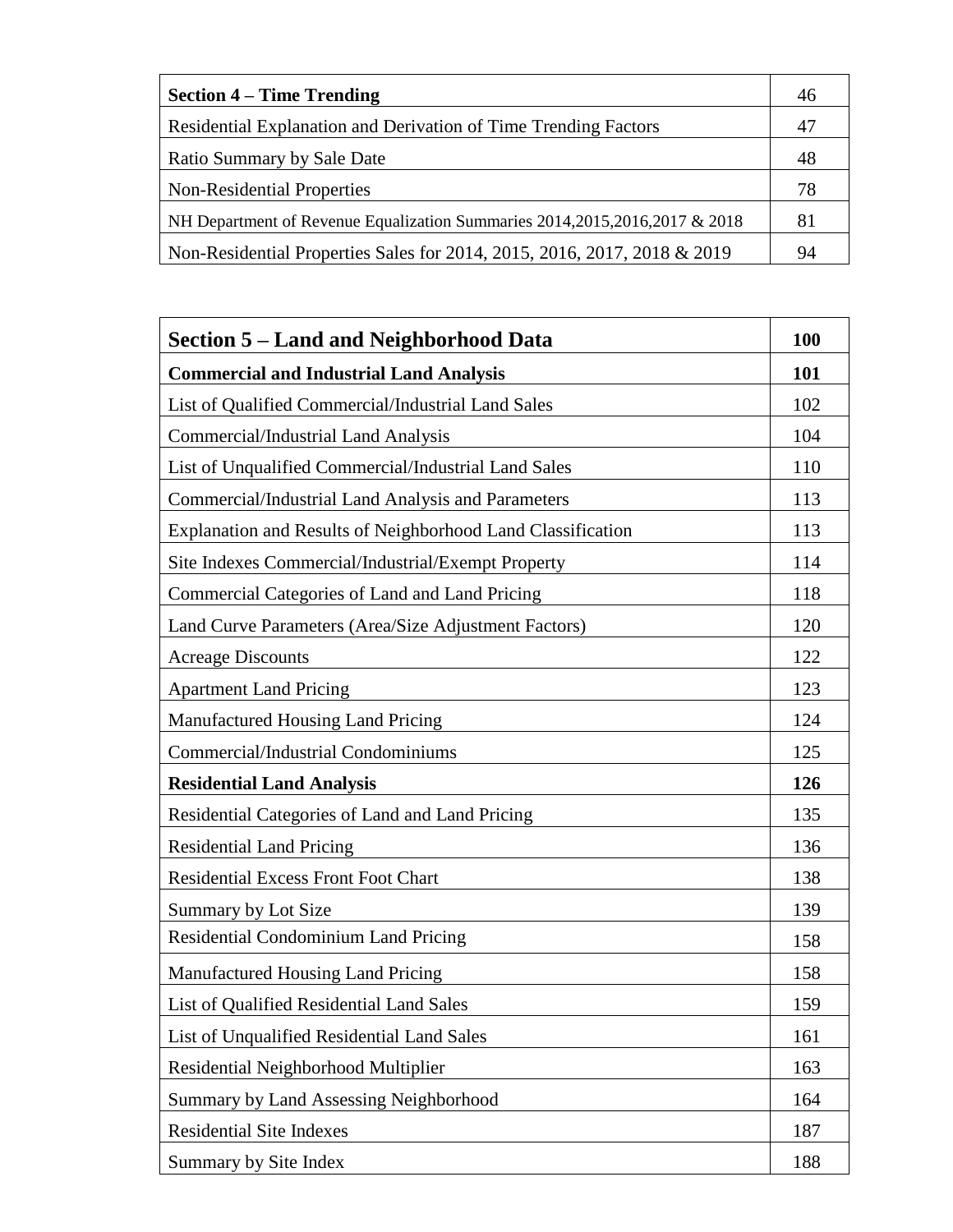| **Section 4 – Time Trending** | 46 |
|---|---|
| Residential Explanation and Derivation of Time Trending Factors | 47 |
| Ratio Summary by Sale Date | 48 |
| Non-Residential Properties | 78 |
| NH Department of Revenue Equalization Summaries 2014,2015,2016,2017 & 2018 | 81 |
| Non-Residential Properties Sales for 2014, 2015, 2016, 2017, 2018 & 2019 | 94 |

| **Section 5 – Land and Neighborhood Data** | **100** |
|---|---|
| **Commercial and Industrial Land Analysis** | **101** |
| List of Qualified Commercial/Industrial Land Sales | 102 |
| Commercial/Industrial Land Analysis | 104 |
| List of Unqualified Commercial/Industrial Land Sales | 110 |
| Commercial/Industrial Land Analysis and Parameters | 113 |
| Explanation and Results of Neighborhood Land Classification | 113 |
| Site Indexes Commercial/Industrial/Exempt Property | 114 |
| Commercial Categories of Land and Land Pricing | 118 |
| Land Curve Parameters (Area/Size Adjustment Factors) | 120 |
| Acreage Discounts | 122 |
| Apartment Land Pricing | 123 |
| Manufactured Housing Land Pricing | 124 |
| Commercial/Industrial Condominiums | 125 |
| **Residential Land Analysis** | **126** |
| Residential Categories of Land and Land Pricing | 135 |
| Residential Land Pricing | 136 |
| Residential Excess Front Foot Chart | 138 |
| Summary by Lot Size | 139 |
| Residential Condominium Land Pricing | 158 |
| Manufactured Housing Land Pricing | 158 |
| List of Qualified Residential Land Sales | 159 |
| List of Unqualified Residential Land Sales | 161 |
| Residential Neighborhood Multiplier | 163 |
| Summary by Land Assessing Neighborhood | 164 |
| Residential Site Indexes | 187 |
| Summary by Site Index | 188 |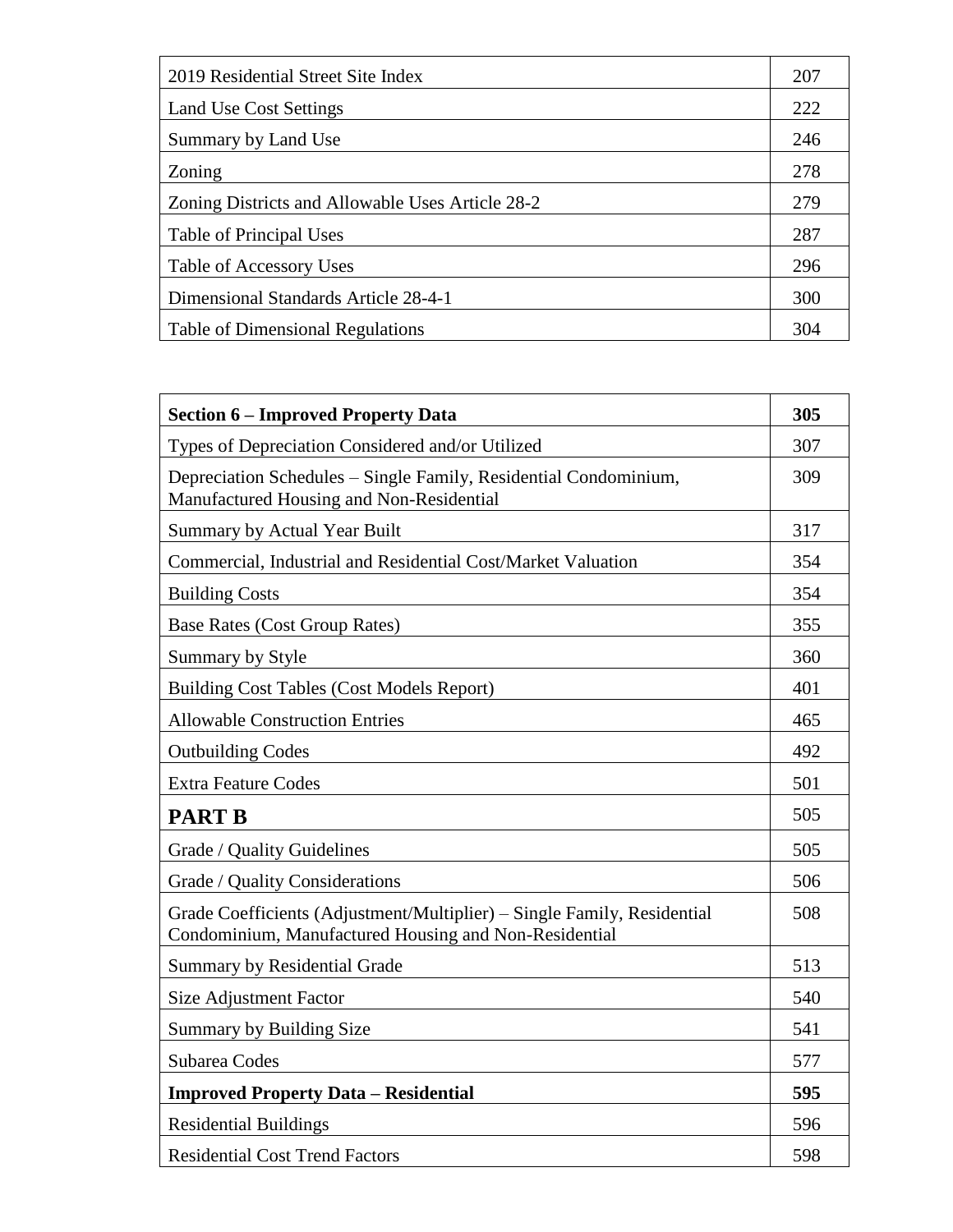| | |
|---|---|
| 2019 Residential Street Site Index | 207 |
| Land Use Cost Settings | 222 |
| Summary by Land Use | 246 |
| Zoning | 278 |
| Zoning Districts and Allowable Uses Article 28-2 | 279 |
| Table of Principal Uses | 287 |
| Table of Accessory Uses | 296 |
| Dimensional Standards Article 28-4-1 | 300 |
| Table of Dimensional Regulations | 304 |

| | |
|---|---|
| **Section 6 – Improved Property Data** | **305** |
| Types of Depreciation Considered and/or Utilized | 307 |
| Depreciation Schedules – Single Family, Residential Condominium, Manufactured Housing and Non-Residential | 309 |
| Summary by Actual Year Built | 317 |
| Commercial, Industrial and Residential Cost/Market Valuation | 354 |
| Building Costs | 354 |
| Base Rates (Cost Group Rates) | 355 |
| Summary by Style | 360 |
| Building Cost Tables (Cost Models Report) | 401 |
| Allowable Construction Entries | 465 |
| Outbuilding Codes | 492 |
| Extra Feature Codes | 501 |
| **PART B** | 505 |
| Grade / Quality Guidelines | 505 |
| Grade / Quality Considerations | 506 |
| Grade Coefficients (Adjustment/Multiplier) – Single Family, Residential Condominium, Manufactured Housing and Non-Residential | 508 |
| Summary by Residential Grade | 513 |
| Size Adjustment Factor | 540 |
| Summary by Building Size | 541 |
| Subarea Codes | 577 |
| **Improved Property Data – Residential** | **595** |
| Residential Buildings | 596 |
| Residential Cost Trend Factors | 598 |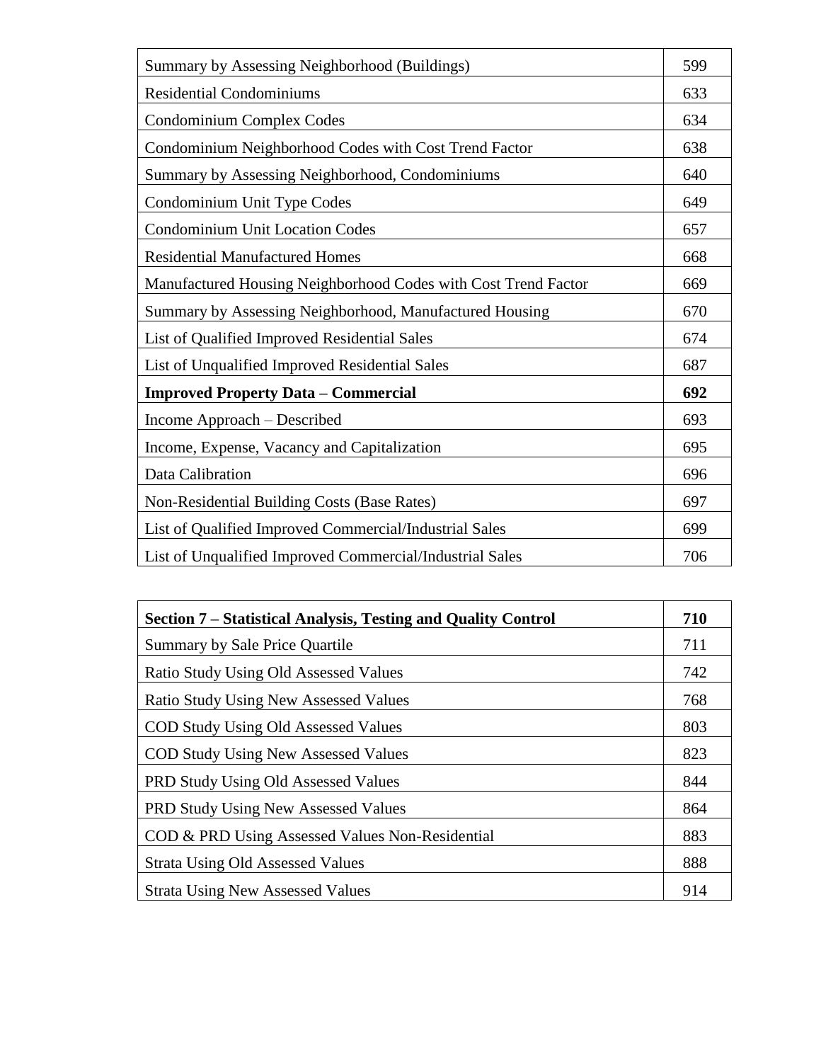| Summary by Assessing Neighborhood (Buildings) | 599 |
|---|---|
| Residential Condominiums | 633 |
| Condominium Complex Codes | 634 |
| Condominium Neighborhood Codes with Cost Trend Factor | 638 |
| Summary by Assessing Neighborhood, Condominiums | 640 |
| Condominium Unit Type Codes | 649 |
| Condominium Unit Location Codes | 657 |
| Residential Manufactured Homes | 668 |
| Manufactured Housing Neighborhood Codes with Cost Trend Factor | 669 |
| Summary by Assessing Neighborhood, Manufactured Housing | 670 |
| List of Qualified Improved Residential Sales | 674 |
| List of Unqualified Improved Residential Sales | 687 |
| **Improved Property Data – Commercial** | **692** |
| Income Approach – Described | 693 |
| Income, Expense, Vacancy and Capitalization | 695 |
| Data Calibration | 696 |
| Non-Residential Building Costs (Base Rates) | 697 |
| List of Qualified Improved Commercial/Industrial Sales | 699 |
| List of Unqualified Improved Commercial/Industrial Sales | 706 |

| **Section 7 – Statistical Analysis, Testing and Quality Control** | **710** |
|---|---|
| Summary by Sale Price Quartile | 711 |
| Ratio Study Using Old Assessed Values | 742 |
| Ratio Study Using New Assessed Values | 768 |
| COD Study Using Old Assessed Values | 803 |
| COD Study Using New Assessed Values | 823 |
| PRD Study Using Old Assessed Values | 844 |
| PRD Study Using New Assessed Values | 864 |
| COD & PRD Using Assessed Values Non-Residential | 883 |
| Strata Using Old Assessed Values | 888 |
| Strata Using New Assessed Values | 914 |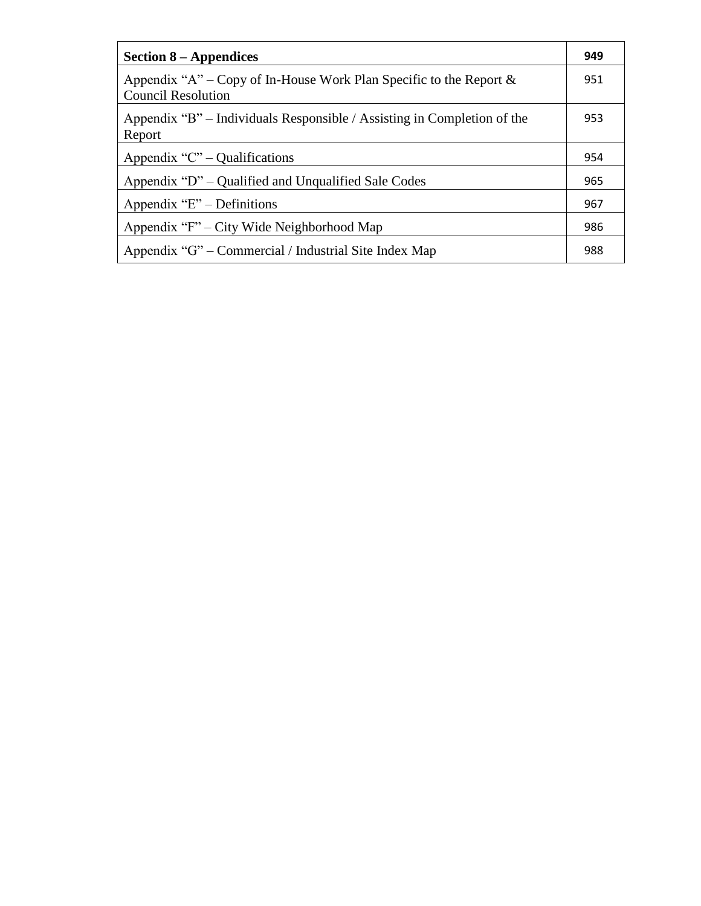| **Section 8 – Appendices** | **949** |
|---|---|
| Appendix "A" – Copy of In-House Work Plan Specific to the Report & Council Resolution | 951 |
| Appendix "B" – Individuals Responsible / Assisting in Completion of the Report | 953 |
| Appendix "C" – Qualifications | 954 |
| Appendix "D" – Qualified and Unqualified Sale Codes | 965 |
| Appendix "E" – Definitions | 967 |
| Appendix "F" – City Wide Neighborhood Map | 986 |
| Appendix "G" – Commercial / Industrial Site Index Map | 988 |